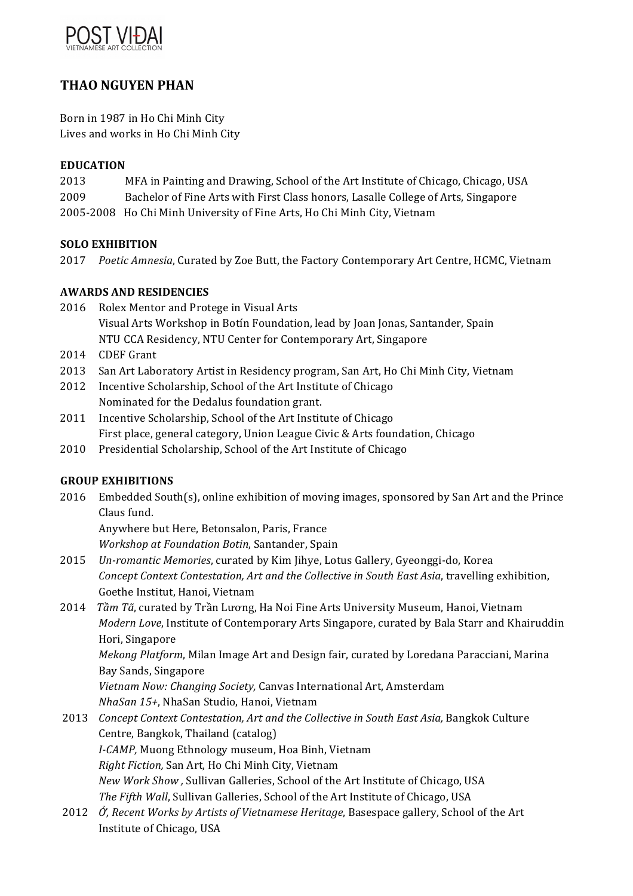POST VIDAI
VIETNAMESE ART COLLECTION

## THAO NGUYEN PHAN

Born in 1987 in Ho Chi Minh City
Lives and works in Ho Chi Minh City

### EDUCATION

2013 MFA in Painting and Drawing, School of the Art Institute of Chicago, Chicago, USA
2009 Bachelor of Fine Arts with First Class honors, Lasalle College of Arts, Singapore
2005-2008 Ho Chi Minh University of Fine Arts, Ho Chi Minh City, Vietnam

### SOLO EXHIBITION

2017 *Poetic Amnesia*, Curated by Zoe Butt, the Factory Contemporary Art Centre, HCMC, Vietnam

### AWARDS AND RESIDENCIES

2016 Rolex Mentor and Protege in Visual Arts
Visual Arts Workshop in Botín Foundation, lead by Joan Jonas, Santander, Spain
NTU CCA Residency, NTU Center for Contemporary Art, Singapore
2014 CDEF Grant
2013 San Art Laboratory Artist in Residency program, San Art, Ho Chi Minh City, Vietnam
2012 Incentive Scholarship, School of the Art Institute of Chicago
Nominated for the Dedalus foundation grant.
2011 Incentive Scholarship, School of the Art Institute of Chicago
First place, general category, Union League Civic & Arts foundation, Chicago
2010 Presidential Scholarship, School of the Art Institute of Chicago

### GROUP EXHIBITIONS

2016 Embedded South(s), online exhibition of moving images, sponsored by San Art and the Prince Claus fund.
Anywhere but Here, Betonsalon, Paris, France
*Workshop at Foundation Botin*, Santander, Spain
2015 *Un-romantic Memories*, curated by Kim Jihye, Lotus Gallery, Gyeonggi-do, Korea
*Concept Context Contestation, Art and the Collective in South East Asia*, travelling exhibition, Goethe Institut, Hanoi, Vietnam
2014 *Tầm Tã*, curated by Trần Lương, Ha Noi Fine Arts University Museum, Hanoi, Vietnam
*Modern Love*, Institute of Contemporary Arts Singapore, curated by Bala Starr and Khairuddin Hori, Singapore
*Mekong Platform*, Milan Image Art and Design fair, curated by Loredana Paracciani, Marina Bay Sands, Singapore
*Vietnam Now: Changing Society,* Canvas International Art, Amsterdam
*NhaSan 15+*, NhaSan Studio, Hanoi, Vietnam
2013 *Concept Context Contestation, Art and the Collective in South East Asia,* Bangkok Culture Centre, Bangkok, Thailand (catalog)
*I-CAMP,* Muong Ethnology museum, Hoa Binh, Vietnam
*Right Fiction,* San Art, Ho Chi Minh City, Vietnam
*New Work Show* , Sullivan Galleries, School of the Art Institute of Chicago, USA
*The Fifth Wall*, Sullivan Galleries, School of the Art Institute of Chicago, USA
2012 *Ở, Recent Works by Artists of Vietnamese Heritage*, Basespace gallery, School of the Art Institute of Chicago, USA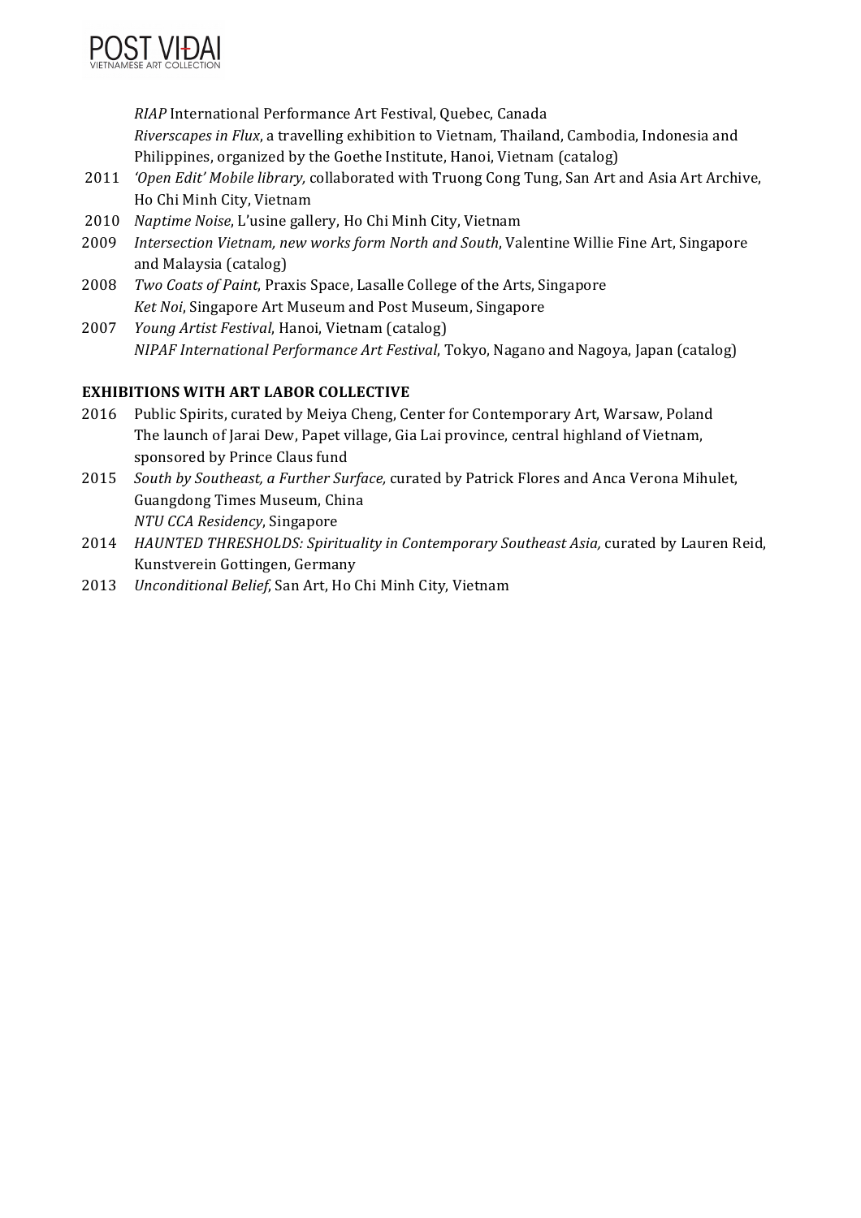*RIAP* International Performance Art Festival, Quebec, Canada
*Riverscapes in Flux*, a travelling exhibition to Vietnam, Thailand, Cambodia, Indonesia and Philippines, organized by the Goethe Institute, Hanoi, Vietnam (catalog)

2011 *'Open Edit' Mobile library,* collaborated with Truong Cong Tung, San Art and Asia Art Archive, Ho Chi Minh City, Vietnam

2010 *Naptime Noise*, L'usine gallery, Ho Chi Minh City, Vietnam

2009 *Intersection Vietnam, new works form North and South*, Valentine Willie Fine Art, Singapore and Malaysia (catalog)

2008 *Two Coats of Paint*, Praxis Space, Lasalle College of the Arts, Singapore
*Ket Noi*, Singapore Art Museum and Post Museum, Singapore

2007 *Young Artist Festival*, Hanoi, Vietnam (catalog)
*NIPAF International Performance Art Festival*, Tokyo, Nagano and Nagoya, Japan (catalog)

**EXHIBITIONS WITH ART LABOR COLLECTIVE**

2016 Public Spirits, curated by Meiya Cheng, Center for Contemporary Art, Warsaw, Poland
The launch of Jarai Dew, Papet village, Gia Lai province, central highland of Vietnam, sponsored by Prince Claus fund

2015 *South by Southeast, a Further Surface,* curated by Patrick Flores and Anca Verona Mihulet, Guangdong Times Museum, China
*NTU CCA Residency*, Singapore

2014 *HAUNTED THRESHOLDS: Spirituality in Contemporary Southeast Asia,* curated by Lauren Reid, Kunstverein Gottingen, Germany

2013 *Unconditional Belief*, San Art, Ho Chi Minh City, Vietnam